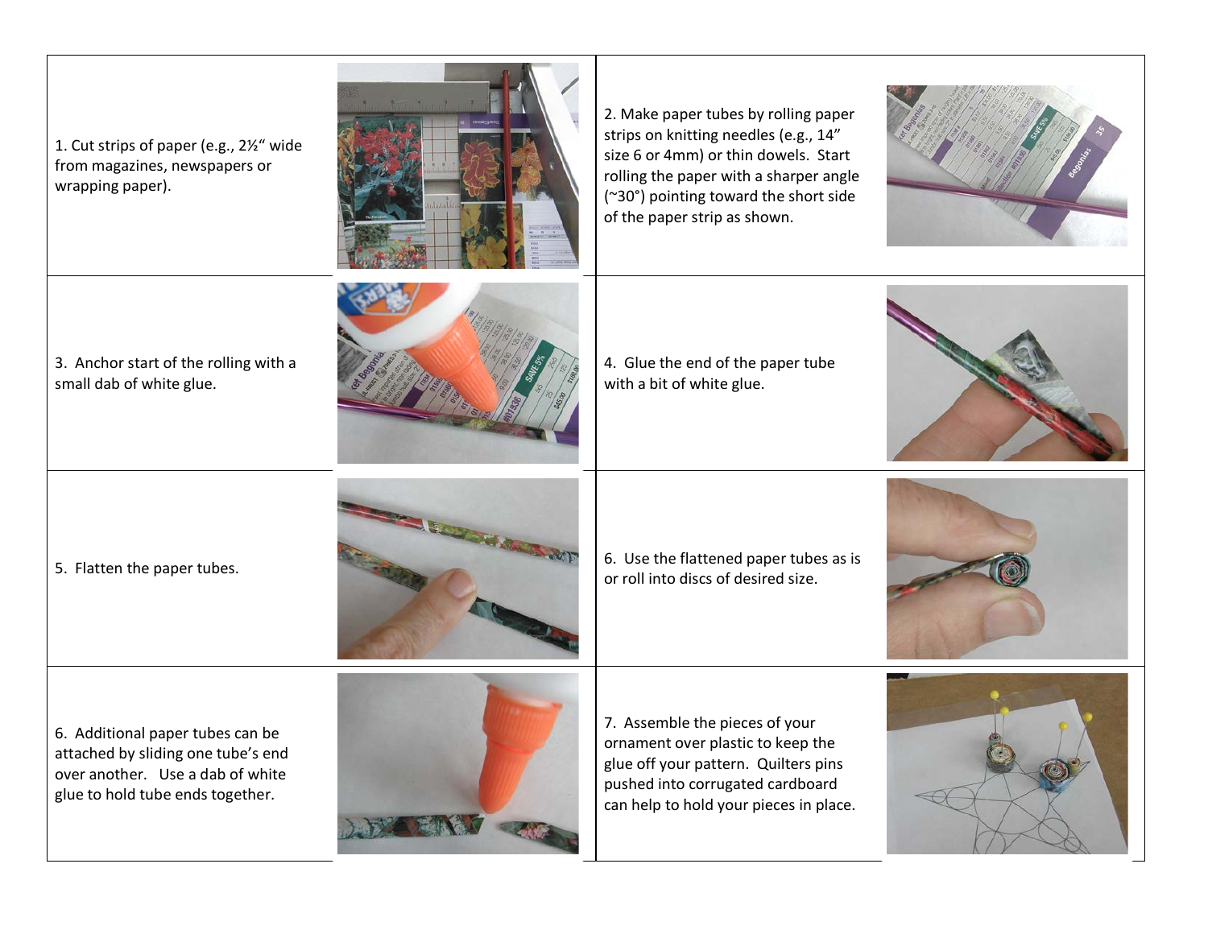1. Cut strips of paper (e.g., 2½" wide from magazines, newspapers or wrapping paper).

2. Make paper tubes by rolling paper strips on knitting needles (e.g., 14" size 6 or 4mm) or thin dowels. Start rolling the paper with a sharper angle (~30°) pointing toward the short side of the paper strip as shown.

3. Anchor start of the rolling with a small dab of white glue.

4. Glue the end of the paper tube with a bit of white glue.

5. Flatten the paper tubes.

6. Use the flattened paper tubes as is or roll into discs of desired size.

6. Additional paper tubes can be attached by sliding one tube's end over another. Use a dab of white glue to hold tube ends together.

7. Assemble the pieces of your ornament over plastic to keep the glue off your pattern. Quilters pins pushed into corrugated cardboard can help to hold your pieces in place.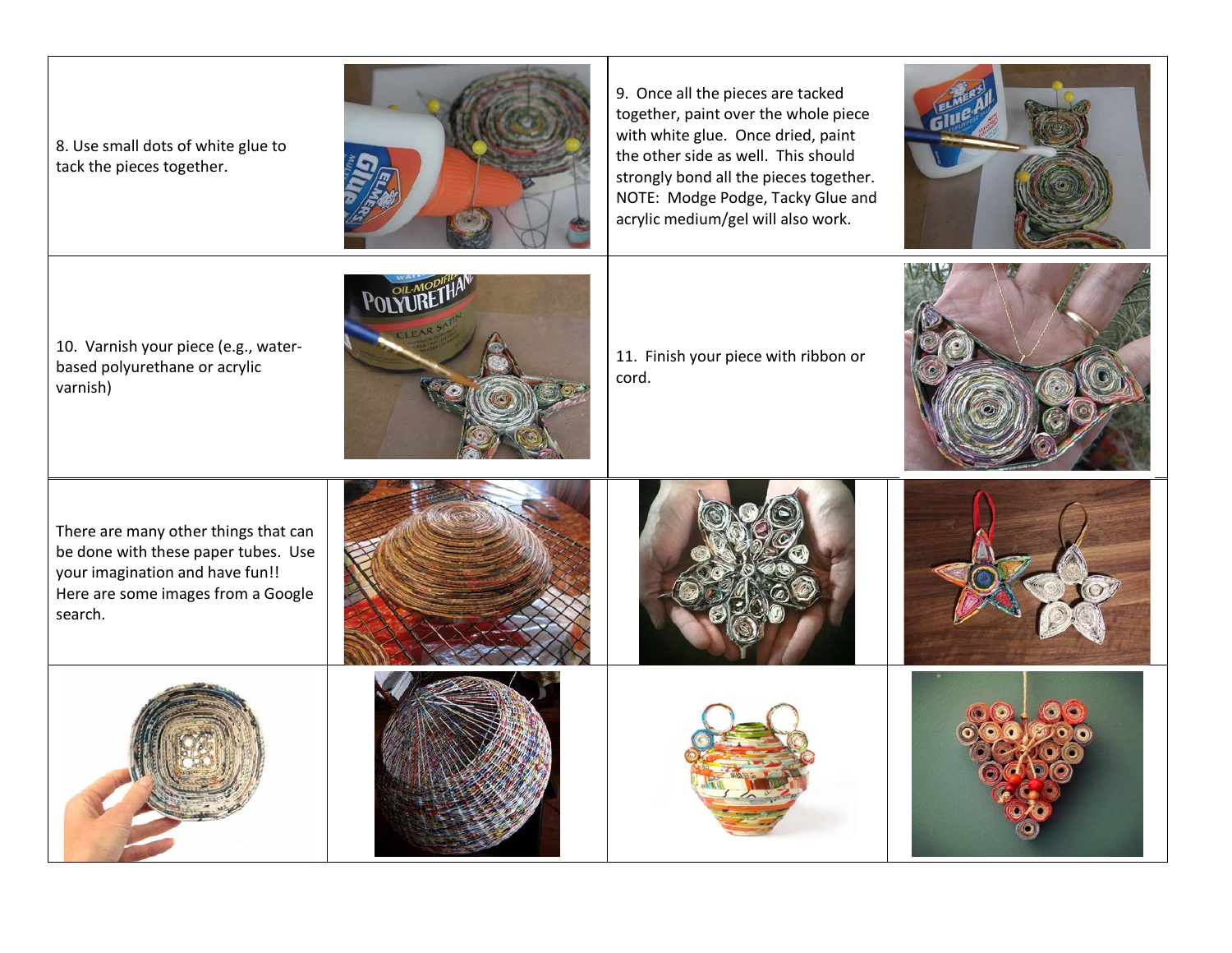8. Use small dots of white glue to tack the pieces together.

9. Once all the pieces are tacked together, paint over the whole piece with white glue. Once dried, paint the other side as well. This should strongly bond all the pieces together. NOTE: Modge Podge, Tacky Glue and acrylic medium/gel will also work.

10. Varnish your piece (e.g., water-based polyurethane or acrylic varnish)

11. Finish your piece with ribbon or cord.

There are many other things that can be done with these paper tubes. Use your imagination and have fun!! Here are some images from a Google search.